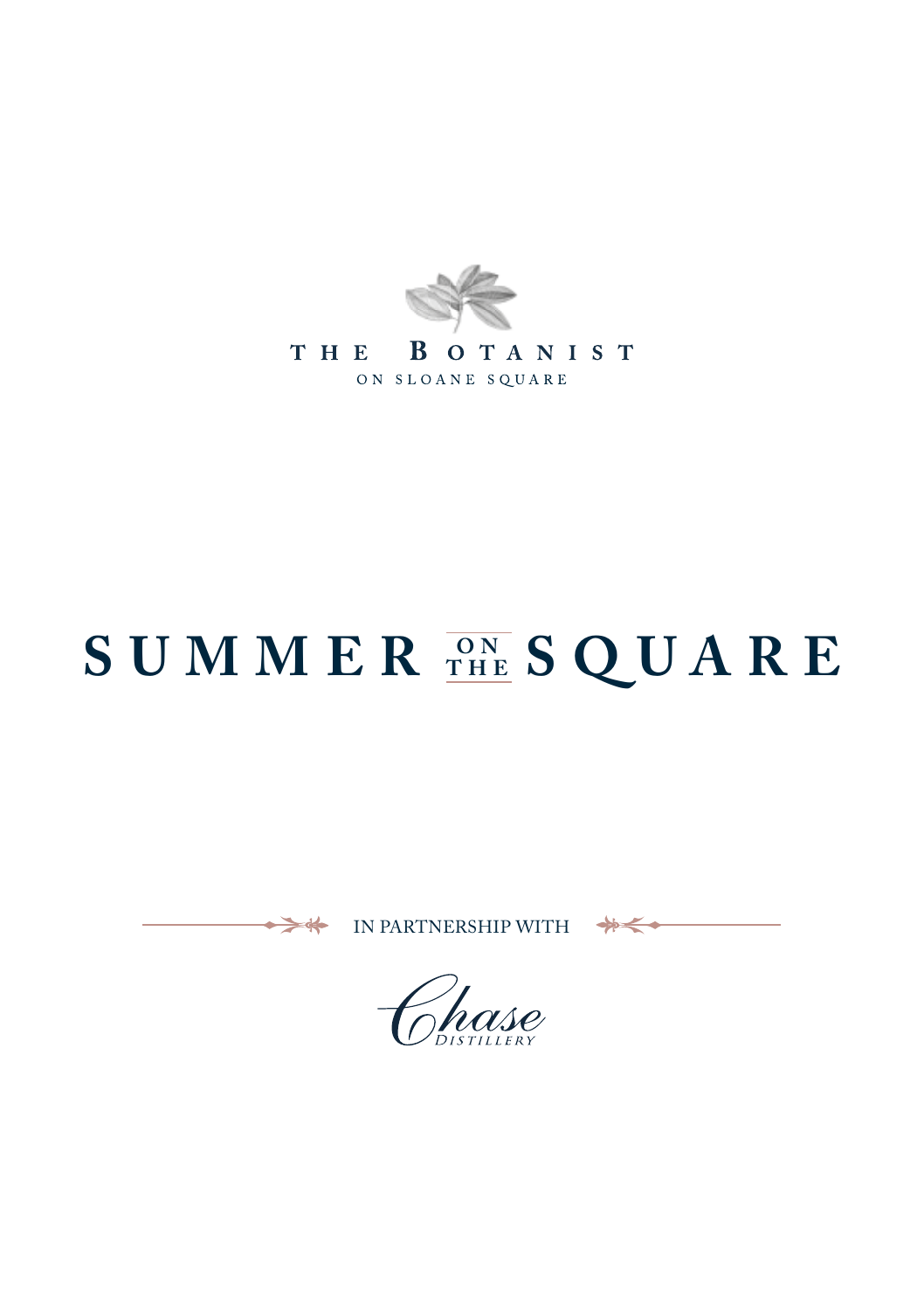THE BOTANIST

ON SLOANE SQUARE

# SUMMER ON THE SQUARE

IN PARTNERSHIP WITH

Chase

DISTILLERY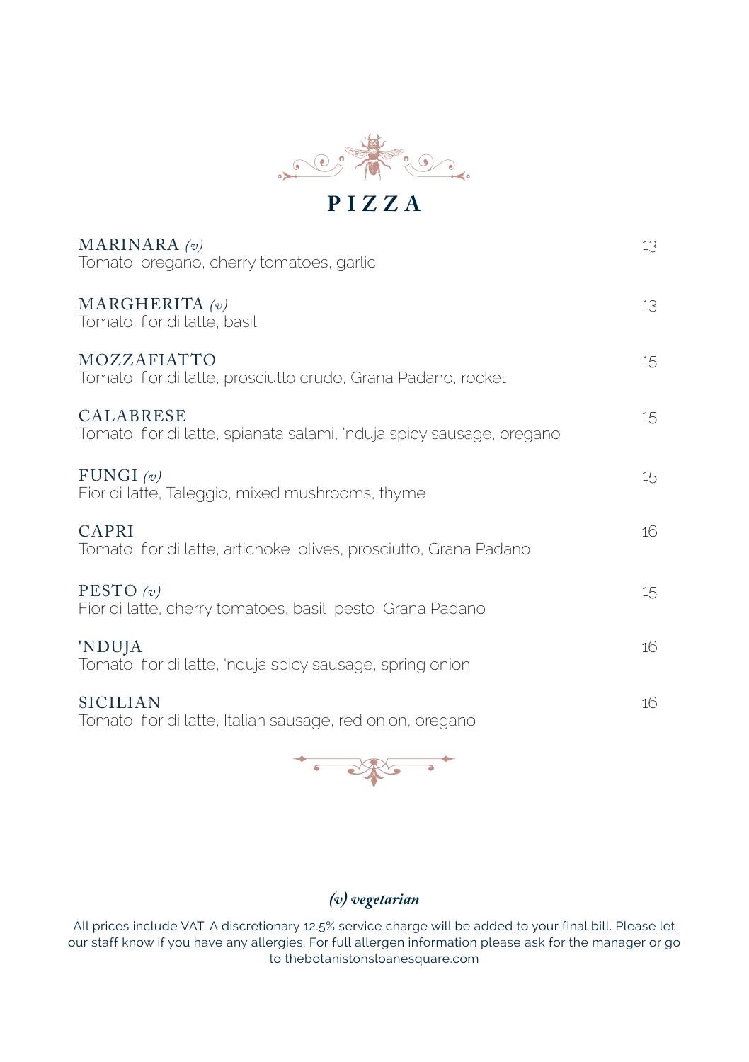# PIZZA

**MARINARA** *(v)* — 13
Tomato, oregano, cherry tomatoes, garlic

**MARGHERITA** *(v)* — 13
Tomato, fior di latte, basil

**MOZZAFIATTO** — 15
Tomato, fior di latte, prosciutto crudo, Grana Padano, rocket

**CALABRESE** — 15
Tomato, fior di latte, spianata salami, 'nduja spicy sausage, oregano

**FUNGI** *(v)* — 15
Fior di latte, Taleggio, mixed mushrooms, thyme

**CAPRI** — 16
Tomato, fior di latte, artichoke, olives, prosciutto, Grana Padano

**PESTO** *(v)* — 15
Fior di latte, cherry tomatoes, basil, pesto, Grana Padano

**'NDUJA** — 16
Tomato, fior di latte, 'nduja spicy sausage, spring onion

**SICILIAN** — 16
Tomato, fior di latte, Italian sausage, red onion, oregano

***(v) vegetarian***

All prices include VAT. A discretionary 12.5% service charge will be added to your final bill. Please let our staff know if you have any allergies. For full allergen information please ask for the manager or go to thebotanistonsloanesquare.com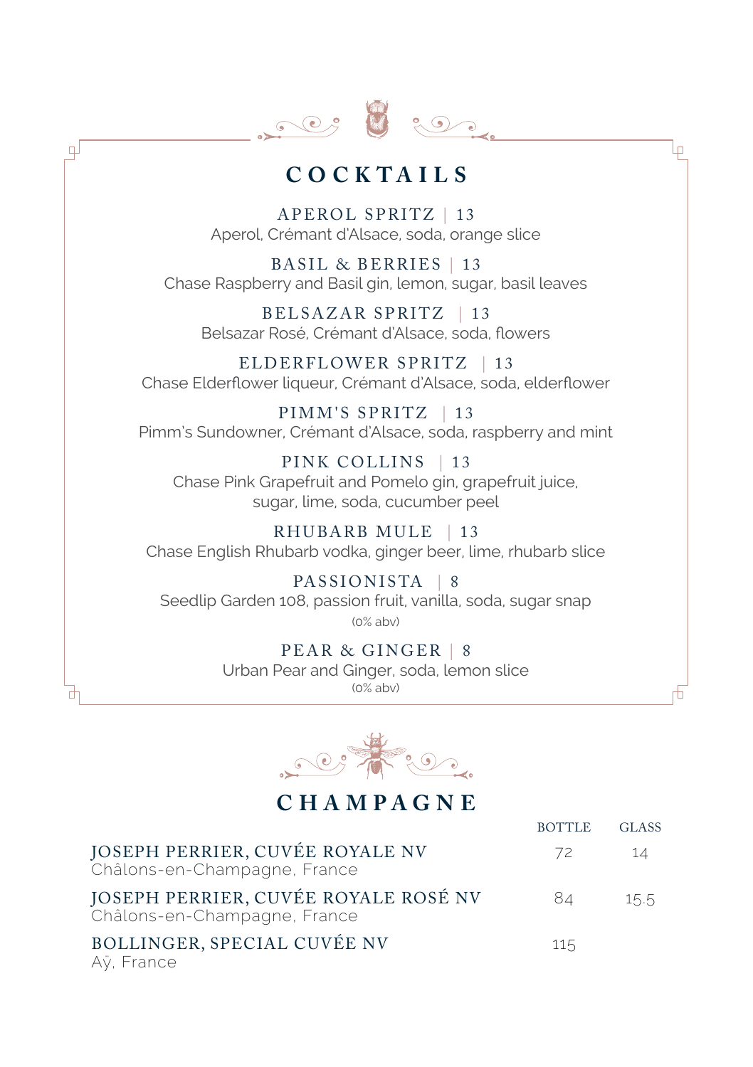# COCKTAILS

**APEROL SPRITZ | 13**
Aperol, Crémant d'Alsace, soda, orange slice

**BASIL & BERRIES | 13**
Chase Raspberry and Basil gin, lemon, sugar, basil leaves

**BELSAZAR SPRITZ | 13**
Belsazar Rosé, Crémant d'Alsace, soda, flowers

**ELDERFLOWER SPRITZ | 13**
Chase Elderflower liqueur, Crémant d'Alsace, soda, elderflower

**PIMM'S SPRITZ | 13**
Pimm's Sundowner, Crémant d'Alsace, soda, raspberry and mint

**PINK COLLINS | 13**
Chase Pink Grapefruit and Pomelo gin, grapefruit juice, sugar, lime, soda, cucumber peel

**RHUBARB MULE | 13**
Chase English Rhubarb vodka, ginger beer, lime, rhubarb slice

**PASSIONISTA | 8**
Seedlip Garden 108, passion fruit, vanilla, soda, sugar snap
(0% abv)

**PEAR & GINGER | 8**
Urban Pear and Ginger, soda, lemon slice
(0% abv)

# CHAMPAGNE

| | BOTTLE | GLASS |
|---|---|---|
| **JOSEPH PERRIER, CUVÉE ROYALE NV**<br>Châlons-en-Champagne, France | 72 | 14 |
| **JOSEPH PERRIER, CUVÉE ROYALE ROSÉ NV**<br>Châlons-en-Champagne, France | 84 | 15.5 |
| **BOLLINGER, SPECIAL CUVÉE NV**<br>Aÿ, France | 115 | |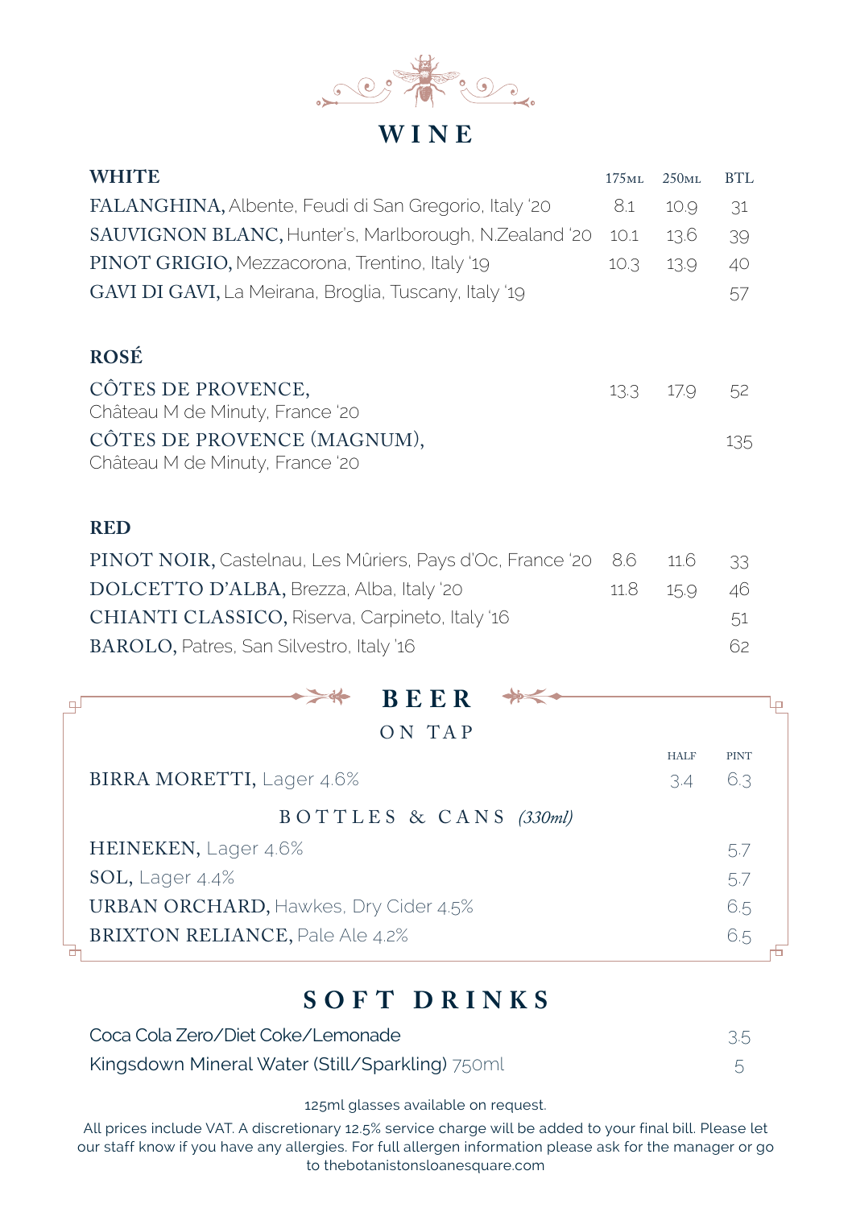# WINE

| WHITE | 175ML | 250ML | BTL |
|---|---|---|---|
| **FALANGHINA,** Albente, Feudi di San Gregorio, Italy '20 | 8.1 | 10.9 | 31 |
| **SAUVIGNON BLANC,** Hunter's, Marlborough, N.Zealand '20 | 10.1 | 13.6 | 39 |
| **PINOT GRIGIO,** Mezzacorona, Trentino, Italy '19 | 10.3 | 13.9 | 40 |
| **GAVI DI GAVI,** La Meirana, Broglia, Tuscany, Italy '19 | | | 57 |

## ROSÉ

| | | | |
|---|---|---|---|
| **CÔTES DE PROVENCE,** Château M de Minuty, France '20 | 13.3 | 17.9 | 52 |
| **CÔTES DE PROVENCE (MAGNUM),** Château M de Minuty, France '20 | | | 135 |

## RED

| | | | |
|---|---|---|---|
| **PINOT NOIR,** Castelnau, Les Mûriers, Pays d'Oc, France '20 | 8.6 | 11.6 | 33 |
| **DOLCETTO D'ALBA,** Brezza, Alba, Italy '20 | 11.8 | 15.9 | 46 |
| **CHIANTI CLASSICO,** Riserva, Carpineto, Italy '16 | | | 51 |
| **BAROLO,** Patres, San Silvestro, Italy '16 | | | 62 |

# BEER

## ON TAP

| | HALF | PINT |
|---|---|---|
| **BIRRA MORETTI,** Lager 4.6% | 3.4 | 6.3 |

## BOTTLES & CANS *(330ml)*

| | |
|---|---|
| **HEINEKEN,** Lager 4.6% | 5.7 |
| **SOL,** Lager 4.4% | 5.7 |
| **URBAN ORCHARD,** Hawkes, Dry Cider 4.5% | 6.5 |
| **BRIXTON RELIANCE,** Pale Ale 4.2% | 6.5 |

# SOFT DRINKS

| | |
|---|---|
| Coca Cola Zero/Diet Coke/Lemonade | 3.5 |
| Kingsdown Mineral Water (Still/Sparkling) 750ml | 5 |

125ml glasses available on request.

All prices include VAT. A discretionary 12.5% service charge will be added to your final bill. Please let our staff know if you have any allergies. For full allergen information please ask for the manager or go to thebotanistonsloanesquare.com